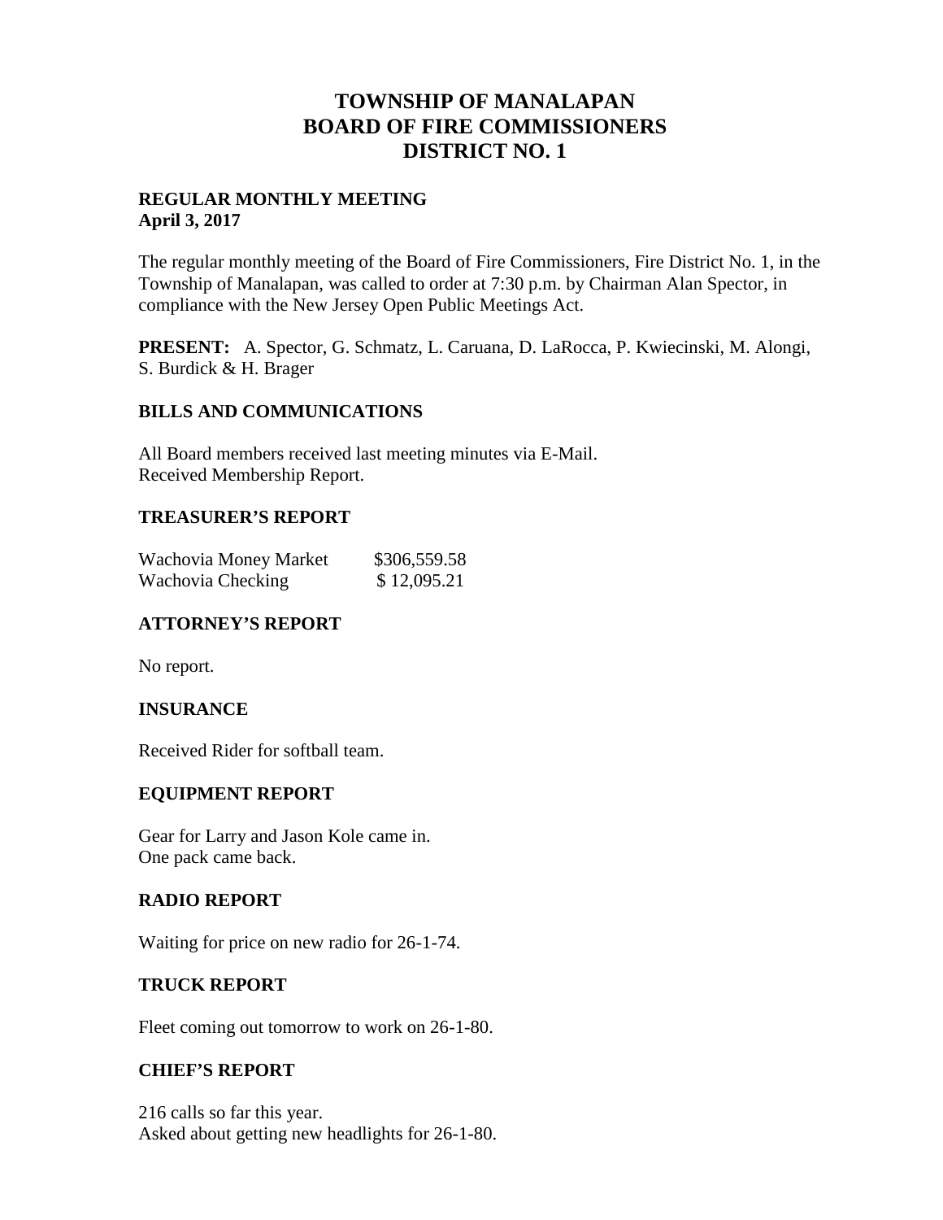# TOWNSHIP OF MANALAPAN
# BOARD OF FIRE COMMISSIONERS
# DISTRICT NO. 1

**REGULAR MONTHLY MEETING**
**April 3, 2017**

The regular monthly meeting of the Board of Fire Commissioners, Fire District No. 1, in the Township of Manalapan, was called to order at 7:30 p.m. by Chairman Alan Spector, in compliance with the New Jersey Open Public Meetings Act.

**PRESENT:** A. Spector, G. Schmatz, L. Caruana, D. LaRocca, P. Kwiecinski, M. Alongi, S. Burdick & H. Brager

## BILLS AND COMMUNICATIONS

All Board members received last meeting minutes via E-Mail.
Received Membership Report.

## TREASURER'S REPORT

| | |
|---|---|
| Wachovia Money Market | $306,559.58 |
| Wachovia Checking | $ 12,095.21 |

## ATTORNEY'S REPORT

No report.

## INSURANCE

Received Rider for softball team.

## EQUIPMENT REPORT

Gear for Larry and Jason Kole came in.
One pack came back.

## RADIO REPORT

Waiting for price on new radio for 26-1-74.

## TRUCK REPORT

Fleet coming out tomorrow to work on 26-1-80.

## CHIEF'S REPORT

216 calls so far this year.
Asked about getting new headlights for 26-1-80.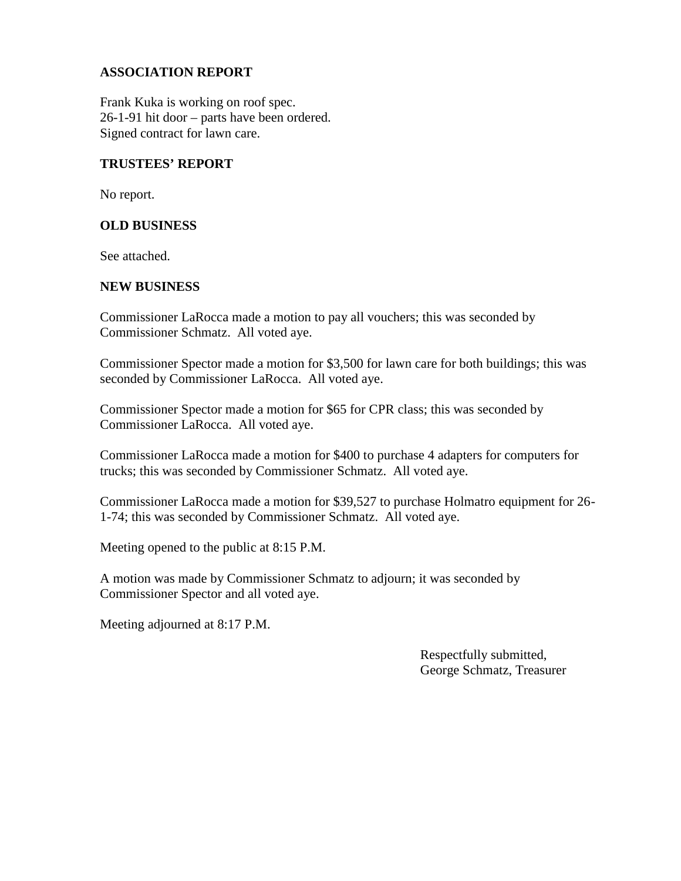## ASSOCIATION REPORT

Frank Kuka is working on roof spec.
26-1-91 hit door – parts have been ordered.
Signed contract for lawn care.

## TRUSTEES' REPORT

No report.

## OLD BUSINESS

See attached.

## NEW BUSINESS

Commissioner LaRocca made a motion to pay all vouchers; this was seconded by Commissioner Schmatz. All voted aye.

Commissioner Spector made a motion for $3,500 for lawn care for both buildings; this was seconded by Commissioner LaRocca. All voted aye.

Commissioner Spector made a motion for $65 for CPR class; this was seconded by Commissioner LaRocca. All voted aye.

Commissioner LaRocca made a motion for $400 to purchase 4 adapters for computers for trucks; this was seconded by Commissioner Schmatz. All voted aye.

Commissioner LaRocca made a motion for $39,527 to purchase Holmatro equipment for 26-1-74; this was seconded by Commissioner Schmatz. All voted aye.

Meeting opened to the public at 8:15 P.M.

A motion was made by Commissioner Schmatz to adjourn; it was seconded by Commissioner Spector and all voted aye.

Meeting adjourned at 8:17 P.M.

Respectfully submitted,
George Schmatz, Treasurer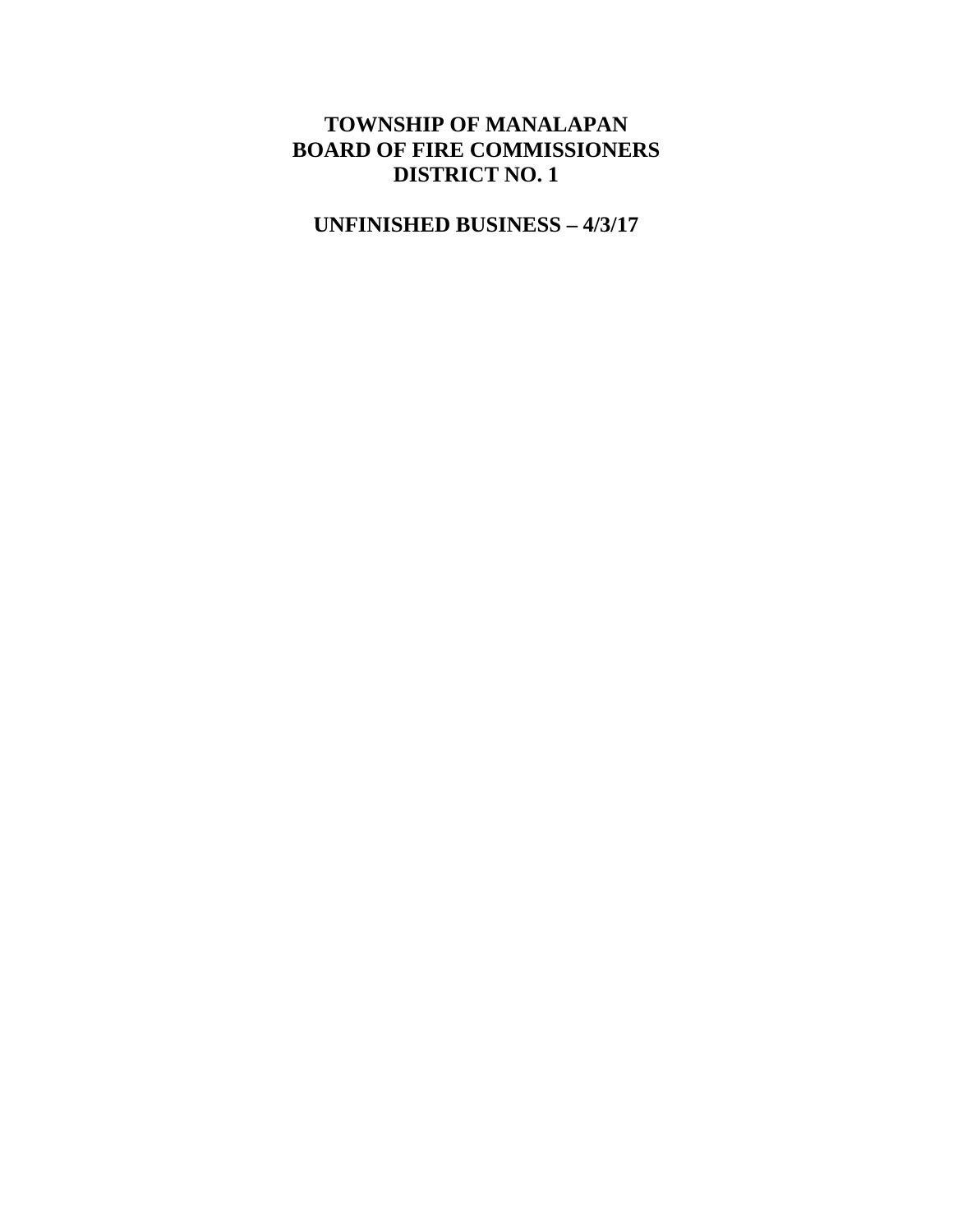# TOWNSHIP OF MANALAPAN
# BOARD OF FIRE COMMISSIONERS
# DISTRICT NO. 1

## UNFINISHED BUSINESS – 4/3/17